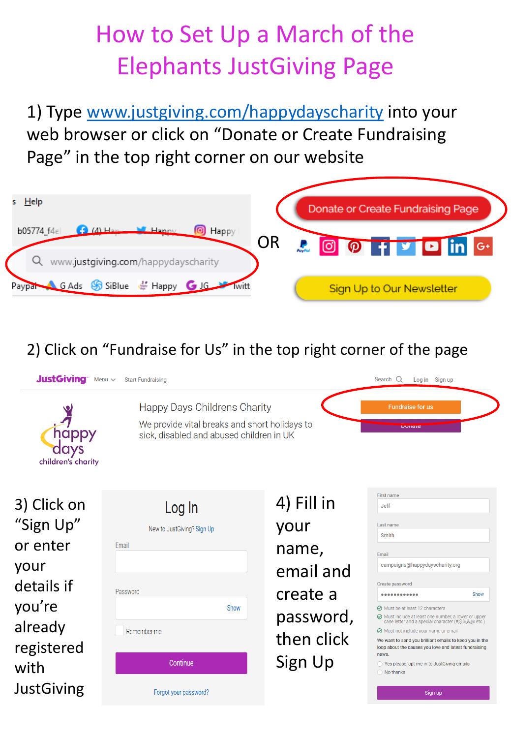# How to Set Up a March of the Elephants JustGiving Page

1) Type www.justgiving.com/happydayscharity into your web browser or click on "Donate or Create Fundraising Page" in the top right corner on our website

www.justgiving.com/happydayscharity

OR

Donate or Create Fundraising Page

Sign Up to Our Newsletter

2) Click on "Fundraise for Us" in the top right corner of the page

JustGiving Menu Start Fundraising Search Log in Sign up

Happy Days Childrens Charity

We provide vital breaks and short holidays to sick, disabled and abused children in UK

Fundraise for us

Donate

3) Click on "Sign Up" or enter your details if you're already registered with JustGiving

Log In

New to JustGiving? Sign Up

Email

Password Show

Remember me

Continue

Forgot your password?

4) Fill in your name, email and create a password, then click Sign Up

First name: Jeff

Last name: Smith

Email: campaigns@happydayscharity.org

Create password: •••••••••••• Show

- Must be at least 12 characters
- Must include at least one number, a lower or upper case letter and a special character (#,$,%,&,@ etc.)
- Must not include your name or email

We want to send you brilliant emails to keep you in the loop about the causes you love and latest fundraising news.

- Yes please, opt me in to JustGiving emails
- No thanks

Sign up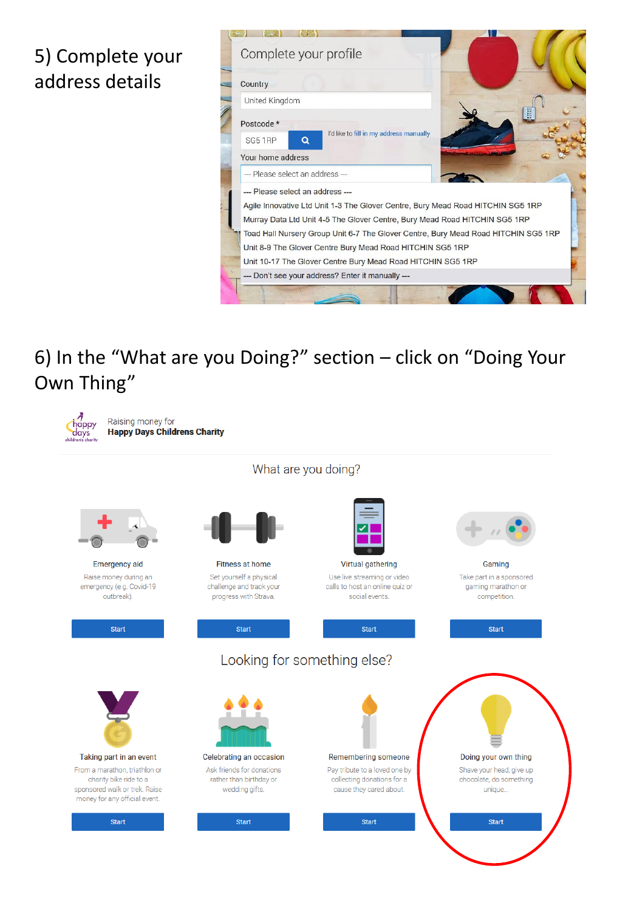5) Complete your address details

Complete your profile

Country

United Kingdom

Postcode *

SG5 1RP

I'd like to fill in my address manually

Your home address

--- Please select an address ---

--- Please select an address ---
Agile Innovative Ltd Unit 1-3 The Glover Centre, Bury Mead Road HITCHIN SG5 1RP
Murray Data Ltd Unit 4-5 The Glover Centre, Bury Mead Road HITCHIN SG5 1RP
Toad Hall Nursery Group Unit 6-7 The Glover Centre, Bury Mead Road HITCHIN SG5 1RP
Unit 8-9 The Glover Centre Bury Mead Road HITCHIN SG5 1RP
Unit 10-17 The Glover Centre Bury Mead Road HITCHIN SG5 1RP
--- Don't see your address? Enter it manually ---

6) In the "What are you Doing?" section – click on "Doing Your Own Thing"

Raising money for
**Happy Days Childrens Charity**

What are you doing?

**Emergency aid**
Raise money during an emergency (e.g. Covid-19 outbreak).
Start

**Fitness at home**
Set yourself a physical challenge and track your progress with Strava.
Start

**Virtual gathering**
Use live streaming or video calls to host an online quiz or social events.
Start

**Gaming**
Take part in a sponsored gaming marathon or competition.
Start

Looking for something else?

**Taking part in an event**
From a marathon, triathlon or charity bike ride to a sponsored walk or trek. Raise money for any official event.
Start

**Celebrating an occasion**
Ask friends for donations rather than birthday or wedding gifts.
Start

**Remembering someone**
Pay tribute to a loved one by collecting donations for a cause they cared about.
Start

**Doing your own thing**
Shave your head, give up chocolate, do something unique...
Start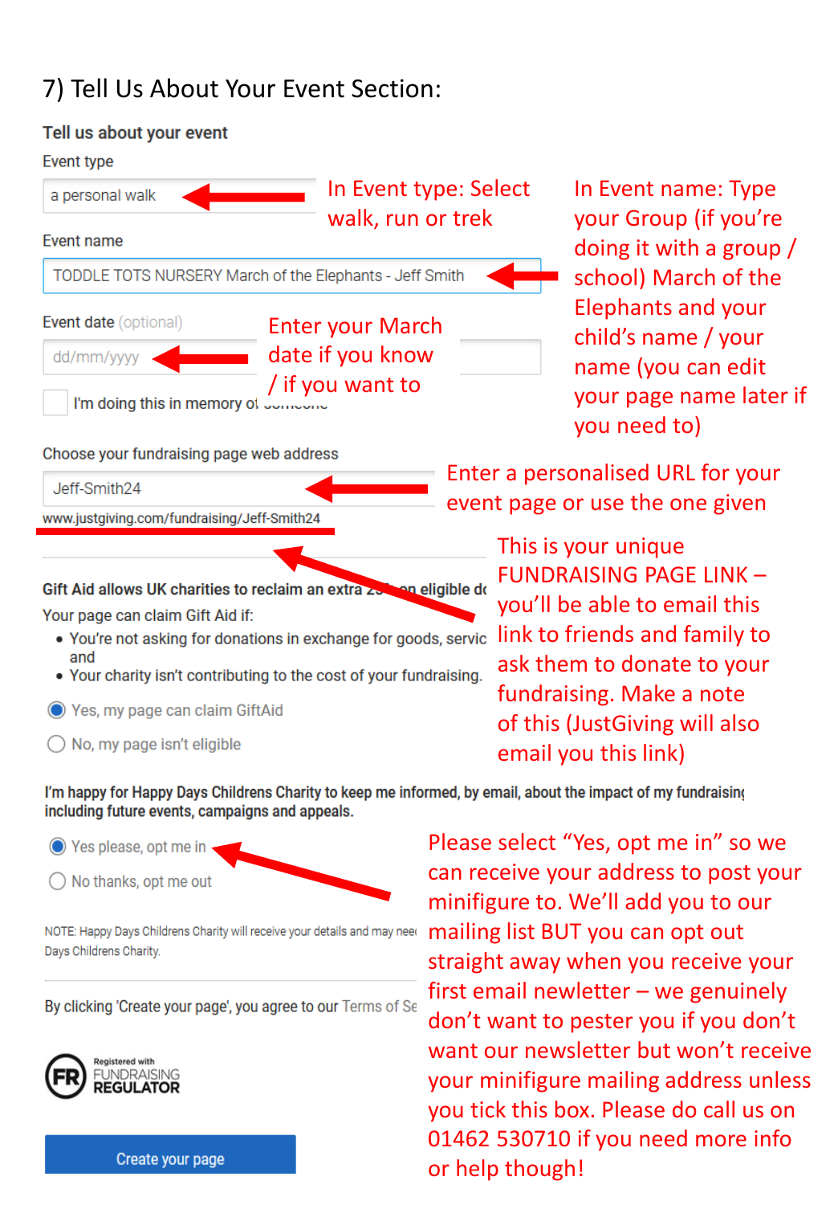7) Tell Us About Your Event Section:

**Tell us about your event**

Event type

a personal walk

In Event type: Select walk, run or trek

Event name

TODDLE TOTS NURSERY March of the Elephants - Jeff Smith

In Event name: Type your Group (if you're doing it with a group / school) March of the Elephants and your child's name / your name (you can edit your page name later if you need to)

Event date (optional)

dd/mm/yyyy

Enter your March date if you know / if you want to

I'm doing this in memory of someone

Choose your fundraising page web address

Jeff-Smith24

www.justgiving.com/fundraising/Jeff-Smith24

Enter a personalised URL for your event page or use the one given

This is your unique FUNDRAISING PAGE LINK – you'll be able to email this link to friends and family to ask them to donate to your fundraising. Make a note of this (JustGiving will also email you this link)

**Gift Aid allows UK charities to reclaim an extra 25% on eligible d**

Your page can claim Gift Aid if:

- You're not asking for donations in exchange for goods, servic and
- Your charity isn't contributing to the cost of your fundraising.

- (●) Yes, my page can claim GiftAid
- ( ) No, my page isn't eligible

**I'm happy for Happy Days Childrens Charity to keep me informed, by email, about the impact of my fundraising including future events, campaigns and appeals.**

- (●) Yes please, opt me in
- ( ) No thanks, opt me out

Please select "Yes, opt me in" so we can receive your address to post your minifigure to. We'll add you to our mailing list BUT you can opt out straight away when you receive your first email newletter – we genuinely don't want to pester you if you don't want our newsletter but won't receive your minifigure mailing address unless you tick this box. Please do call us on 01462 530710 if you need more info or help though!

NOTE: Happy Days Childrens Charity will receive your details and may nee Days Childrens Charity.

By clicking 'Create your page', you agree to our Terms of Se

Registered with FUNDRAISING REGULATOR

Create your page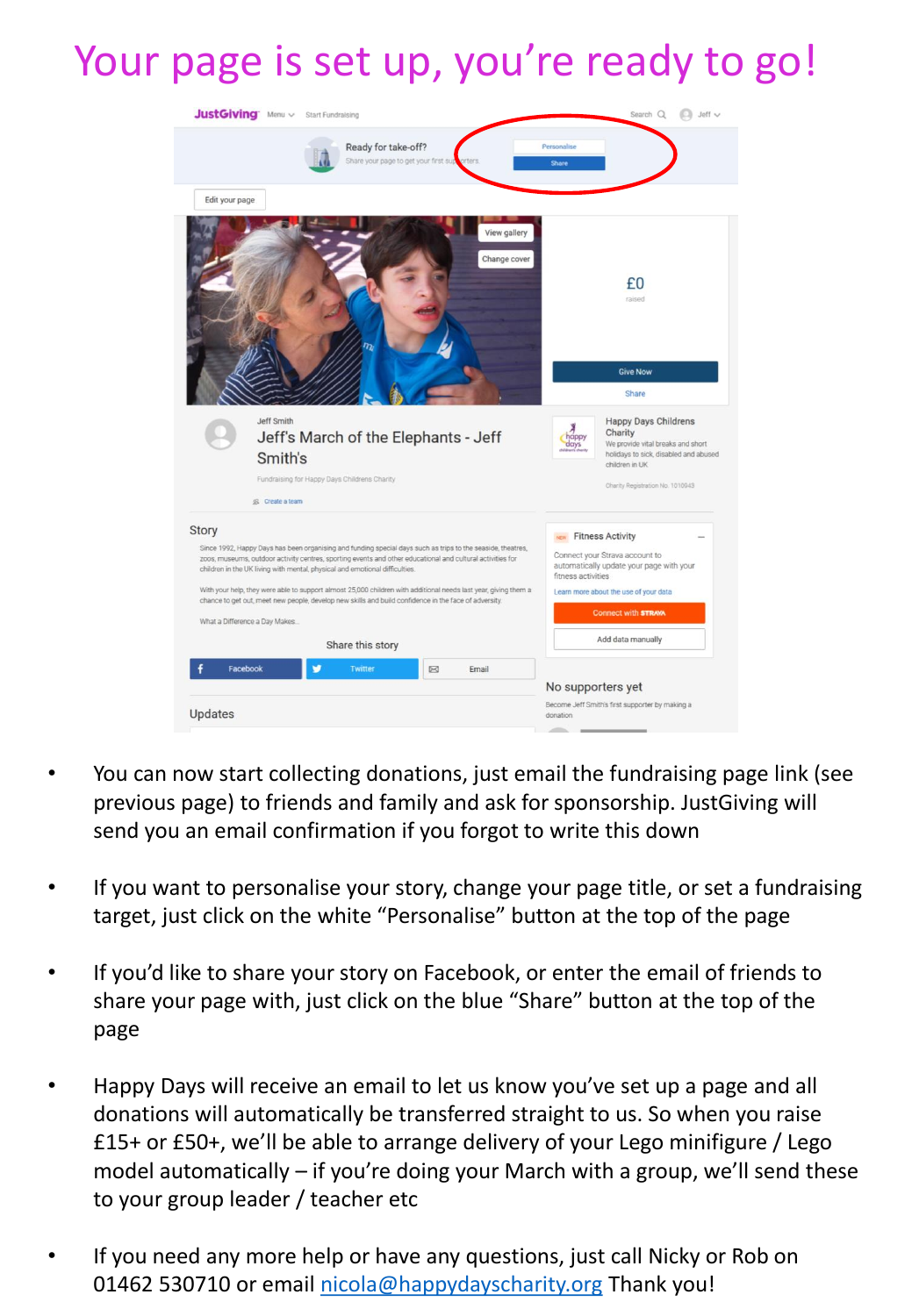# Your page is set up, you're ready to go!

- You can now start collecting donations, just email the fundraising page link (see previous page) to friends and family and ask for sponsorship. JustGiving will send you an email confirmation if you forgot to write this down
- If you want to personalise your story, change your page title, or set a fundraising target, just click on the white "Personalise" button at the top of the page
- If you'd like to share your story on Facebook, or enter the email of friends to share your page with, just click on the blue "Share" button at the top of the page
- Happy Days will receive an email to let us know you've set up a page and all donations will automatically be transferred straight to us. So when you raise £15+ or £50+, we'll be able to arrange delivery of your Lego minifigure / Lego model automatically – if you're doing your March with a group, we'll send these to your group leader / teacher etc
- If you need any more help or have any questions, just call Nicky or Rob on 01462 530710 or email [nicola@happydayscharity.org](mailto:nicola@happydayscharity.org) Thank you!